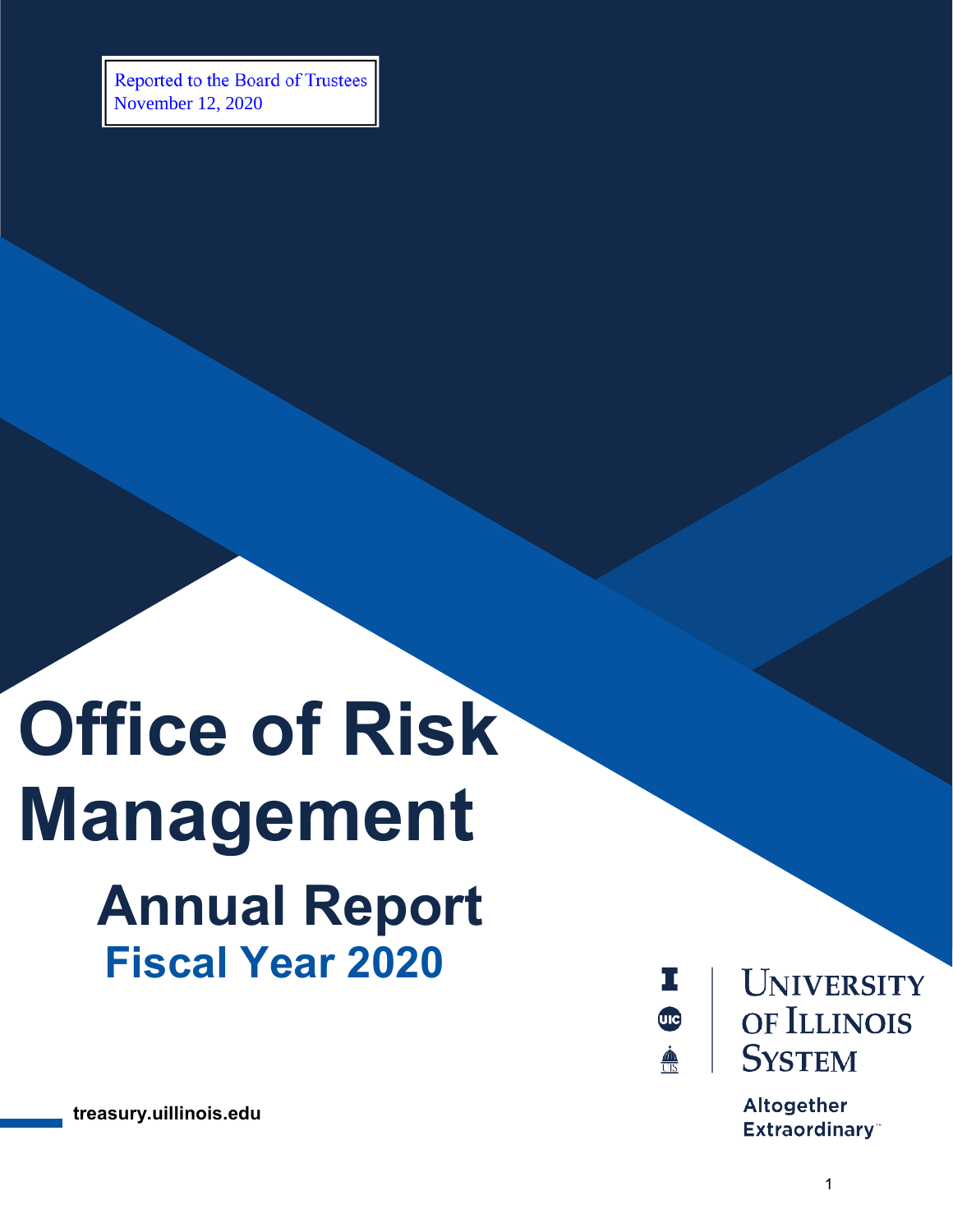Reported to the Board of Trustees
November 12, 2020

# Office of Risk Management

## Annual Report

## Fiscal Year 2020

University of Illinois System

Altogether Extraordinary™

treasury.uillinois.edu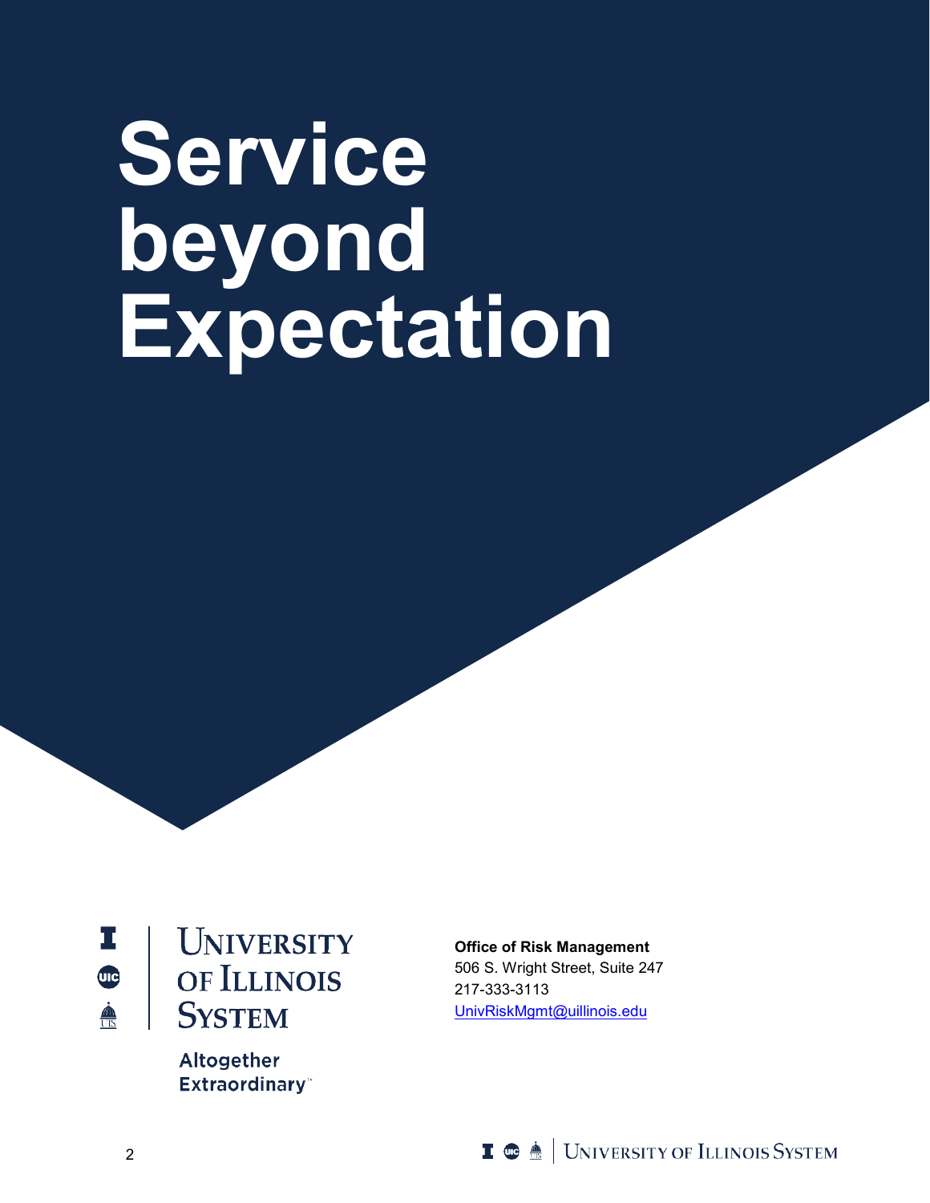# Service beyond Expectation

University of Illinois System

Altogether Extraordinary™

**Office of Risk Management**
506 S. Wright Street, Suite 247
217-333-3113
UnivRiskMgmt@uillinois.edu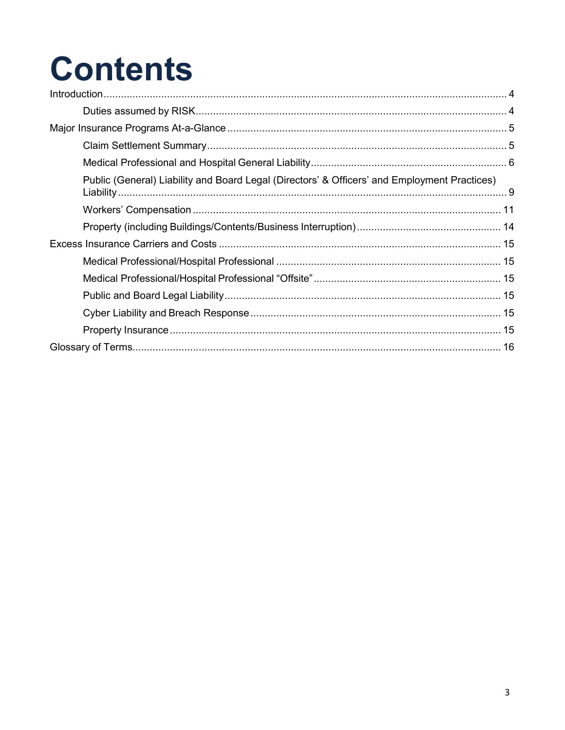# Contents

Introduction ........................................................................ 4

- Duties assumed by RISK ........................................................................ 4

Major Insurance Programs At-a-Glance ........................................................................ 5

- Claim Settlement Summary ........................................................................ 5
- Medical Professional and Hospital General Liability ........................................................................ 6
- Public (General) Liability and Board Legal (Directors' & Officers' and Employment Practices) Liability ........................................................................ 9
- Workers' Compensation ........................................................................ 11
- Property (including Buildings/Contents/Business Interruption) ........................................................................ 14

Excess Insurance Carriers and Costs ........................................................................ 15

- Medical Professional/Hospital Professional ........................................................................ 15
- Medical Professional/Hospital Professional "Offsite" ........................................................................ 15
- Public and Board Legal Liability ........................................................................ 15
- Cyber Liability and Breach Response ........................................................................ 15
- Property Insurance ........................................................................ 15

Glossary of Terms ........................................................................ 16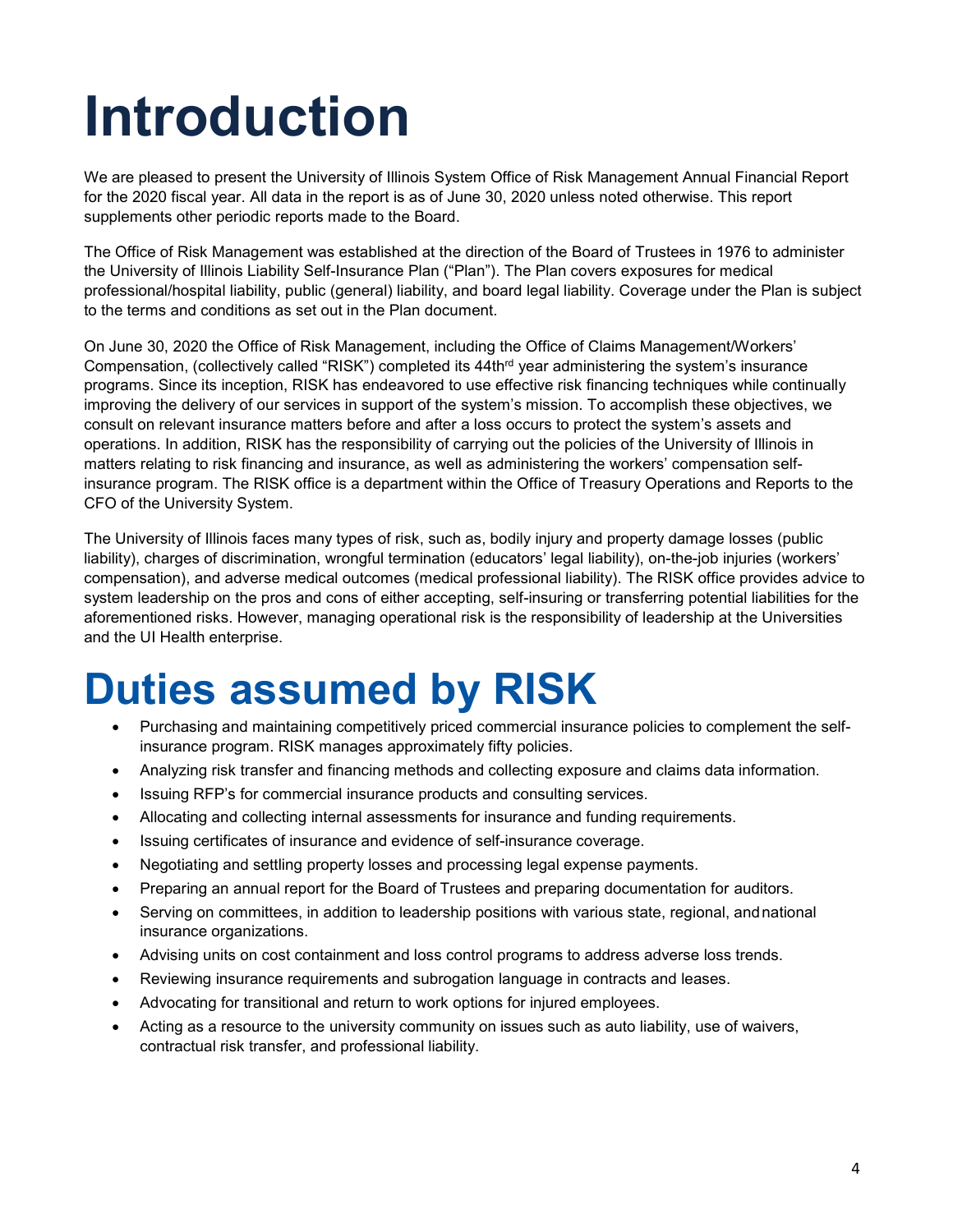# Introduction

We are pleased to present the University of Illinois System Office of Risk Management Annual Financial Report for the 2020 fiscal year. All data in the report is as of June 30, 2020 unless noted otherwise. This report supplements other periodic reports made to the Board.

The Office of Risk Management was established at the direction of the Board of Trustees in 1976 to administer the University of Illinois Liability Self-Insurance Plan ("Plan"). The Plan covers exposures for medical professional/hospital liability, public (general) liability, and board legal liability. Coverage under the Plan is subject to the terms and conditions as set out in the Plan document.

On June 30, 2020 the Office of Risk Management, including the Office of Claims Management/Workers' Compensation, (collectively called "RISK") completed its 44th[rd] year administering the system's insurance programs. Since its inception, RISK has endeavored to use effective risk financing techniques while continually improving the delivery of our services in support of the system's mission. To accomplish these objectives, we consult on relevant insurance matters before and after a loss occurs to protect the system's assets and operations. In addition, RISK has the responsibility of carrying out the policies of the University of Illinois in matters relating to risk financing and insurance, as well as administering the workers' compensation self-insurance program. The RISK office is a department within the Office of Treasury Operations and Reports to the CFO of the University System.

The University of Illinois faces many types of risk, such as, bodily injury and property damage losses (public liability), charges of discrimination, wrongful termination (educators' legal liability), on-the-job injuries (workers' compensation), and adverse medical outcomes (medical professional liability). The RISK office provides advice to system leadership on the pros and cons of either accepting, self-insuring or transferring potential liabilities for the aforementioned risks. However, managing operational risk is the responsibility of leadership at the Universities and the UI Health enterprise.

# Duties assumed by RISK

- Purchasing and maintaining competitively priced commercial insurance policies to complement the self-insurance program. RISK manages approximately fifty policies.
- Analyzing risk transfer and financing methods and collecting exposure and claims data information.
- Issuing RFP's for commercial insurance products and consulting services.
- Allocating and collecting internal assessments for insurance and funding requirements.
- Issuing certificates of insurance and evidence of self-insurance coverage.
- Negotiating and settling property losses and processing legal expense payments.
- Preparing an annual report for the Board of Trustees and preparing documentation for auditors.
- Serving on committees, in addition to leadership positions with various state, regional, and national insurance organizations.
- Advising units on cost containment and loss control programs to address adverse loss trends.
- Reviewing insurance requirements and subrogation language in contracts and leases.
- Advocating for transitional and return to work options for injured employees.
- Acting as a resource to the university community on issues such as auto liability, use of waivers, contractual risk transfer, and professional liability.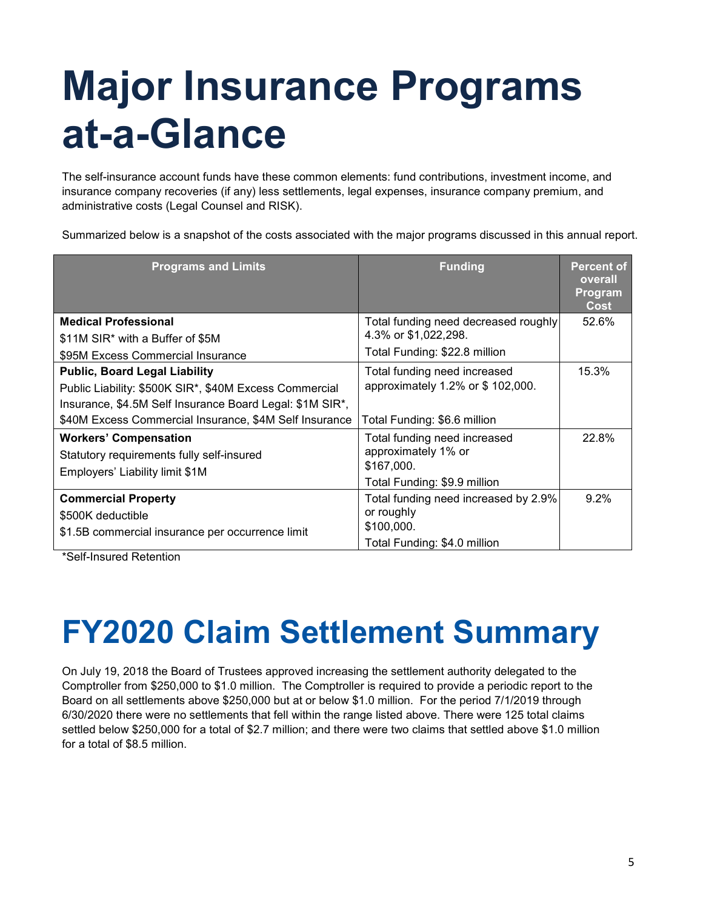# Major Insurance Programs at-a-Glance

The self-insurance account funds have these common elements: fund contributions, investment income, and insurance company recoveries (if any) less settlements, legal expenses, insurance company premium, and administrative costs (Legal Counsel and RISK).

Summarized below is a snapshot of the costs associated with the major programs discussed in this annual report.

| Programs and Limits | Funding | Percent of overall Program Cost |
|---|---|---|
| **Medical Professional**<br>$11M SIR* with a Buffer of $5M<br>$95M Excess Commercial Insurance | Total funding need decreased roughly 4.3% or $1,022,298.<br>Total Funding: $22.8 million | 52.6% |
| **Public, Board Legal Liability**<br>Public Liability: $500K SIR*, $40M Excess Commercial Insurance, $4.5M Self Insurance Board Legal: $1M SIR*, $40M Excess Commercial Insurance, $4M Self Insurance | Total funding need increased approximately 1.2% or $ 102,000.<br>Total Funding: $6.6 million | 15.3% |
| **Workers' Compensation**<br>Statutory requirements fully self-insured<br>Employers' Liability limit $1M | Total funding need increased approximately 1% or $167,000.<br>Total Funding: $9.9 million | 22.8% |
| **Commercial Property**<br>$500K deductible<br>$1.5B commercial insurance per occurrence limit | Total funding need increased by 2.9% or roughly $100,000.<br>Total Funding: $4.0 million | 9.2% |

*Self-Insured Retention

# FY2020 Claim Settlement Summary

On July 19, 2018 the Board of Trustees approved increasing the settlement authority delegated to the Comptroller from $250,000 to $1.0 million. The Comptroller is required to provide a periodic report to the Board on all settlements above $250,000 but at or below $1.0 million. For the period 7/1/2019 through 6/30/2020 there were no settlements that fell within the range listed above. There were 125 total claims settled below $250,000 for a total of $2.7 million; and there were two claims that settled above $1.0 million for a total of $8.5 million.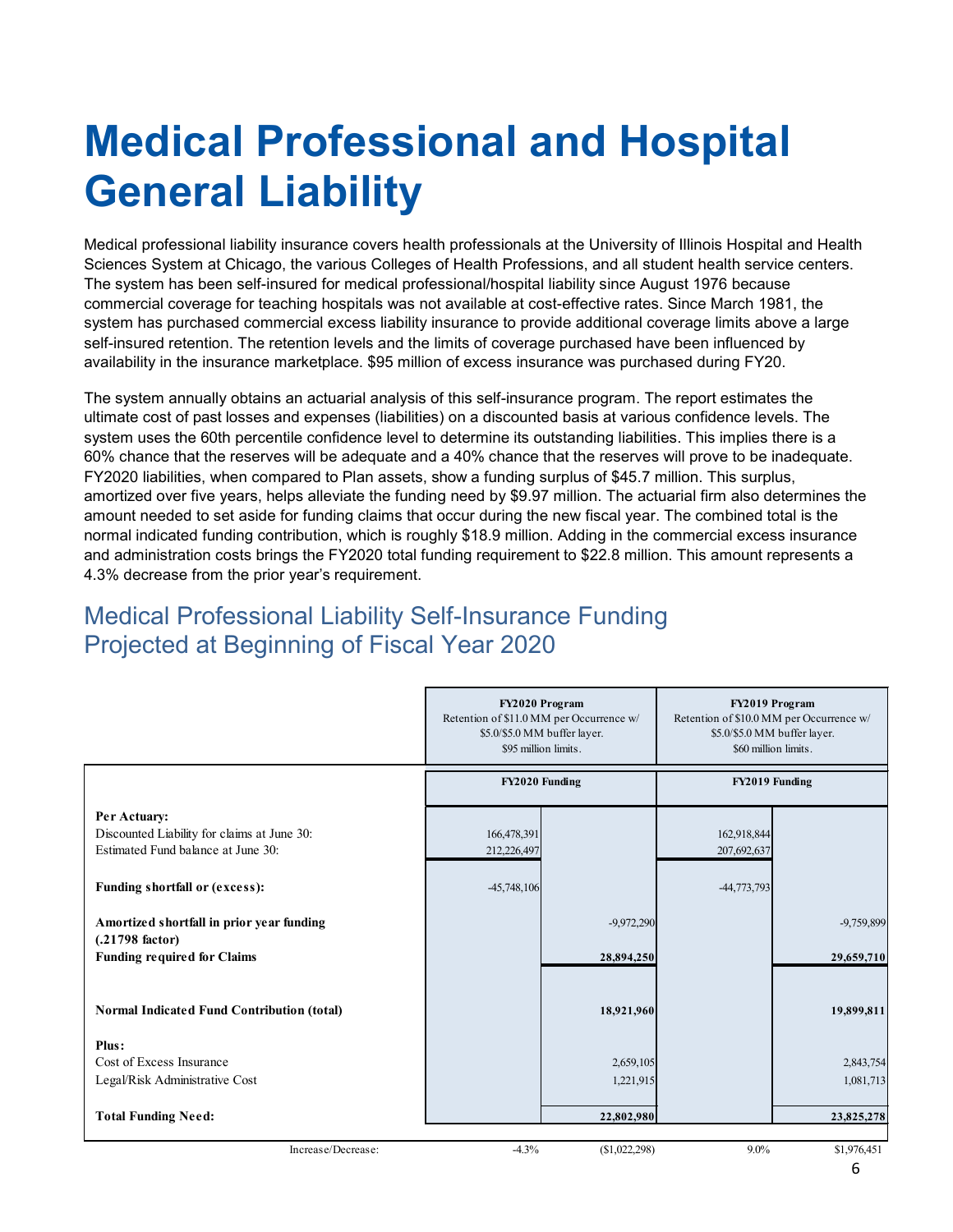# Medical Professional and Hospital General Liability

Medical professional liability insurance covers health professionals at the University of Illinois Hospital and Health Sciences System at Chicago, the various Colleges of Health Professions, and all student health service centers. The system has been self-insured for medical professional/hospital liability since August 1976 because commercial coverage for teaching hospitals was not available at cost-effective rates. Since March 1981, the system has purchased commercial excess liability insurance to provide additional coverage limits above a large self-insured retention. The retention levels and the limits of coverage purchased have been influenced by availability in the insurance marketplace. $95 million of excess insurance was purchased during FY20.

The system annually obtains an actuarial analysis of this self-insurance program. The report estimates the ultimate cost of past losses and expenses (liabilities) on a discounted basis at various confidence levels. The system uses the 60th percentile confidence level to determine its outstanding liabilities. This implies there is a 60% chance that the reserves will be adequate and a 40% chance that the reserves will prove to be inadequate. FY2020 liabilities, when compared to Plan assets, show a funding surplus of $45.7 million. This surplus, amortized over five years, helps alleviate the funding need by $9.97 million. The actuarial firm also determines the amount needed to set aside for funding claims that occur during the new fiscal year. The combined total is the normal indicated funding contribution, which is roughly $18.9 million. Adding in the commercial excess insurance and administration costs brings the FY2020 total funding requirement to $22.8 million. This amount represents a 4.3% decrease from the prior year's requirement.

## Medical Professional Liability Self-Insurance Funding Projected at Beginning of Fiscal Year 2020

| | FY2020 Program Retention of $11.0 MM per Occurrence w/ $5.0/$5.0 MM buffer layer. $95 million limits. | | FY2019 Program Retention of $10.0 MM per Occurrence w/ $5.0/$5.0 MM buffer layer. $60 million limits. | |
|---|---|---|---|---|
| | **FY2020 Funding** | | **FY2019 Funding** | |
| **Per Actuary:** | | | | |
| Discounted Liability for claims at June 30: | 166,478,391 | | 162,918,844 | |
| Estimated Fund balance at June 30: | 212,226,497 | | 207,692,637 | |
| **Funding shortfall or (excess):** | -45,748,106 | | -44,773,793 | |
| **Amortized shortfall in prior year funding (.21798 factor)** | | -9,972,290 | | -9,759,899 |
| **Funding required for Claims** | | **28,894,250** | | **29,659,710** |
| **Normal Indicated Fund Contribution (total)** | | **18,921,960** | | **19,899,811** |
| **Plus:** | | | | |
| Cost of Excess Insurance | | 2,659,105 | | 2,843,754 |
| Legal/Risk Administrative Cost | | 1,221,915 | | 1,081,713 |
| **Total Funding Need:** | | **22,802,980** | | **23,825,278** |
| Increase/Decrease: | -4.3% | ($1,022,298) | 9.0% | $1,976,451 |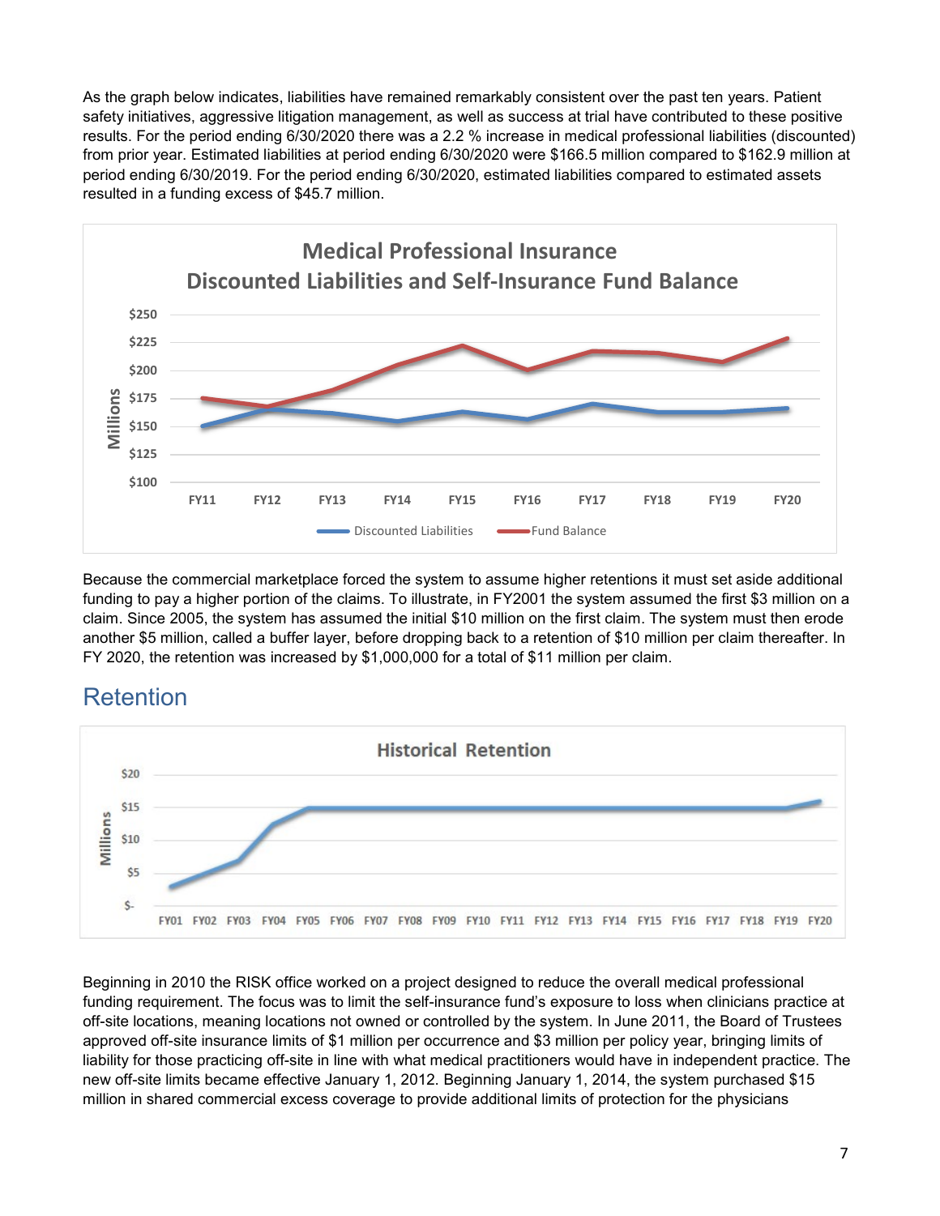As the graph below indicates, liabilities have remained remarkably consistent over the past ten years. Patient safety initiatives, aggressive litigation management, as well as success at trial have contributed to these positive results. For the period ending 6/30/2020 there was a 2.2 % increase in medical professional liabilities (discounted) from prior year. Estimated liabilities at period ending 6/30/2020 were $166.5 million compared to $162.9 million at period ending 6/30/2019. For the period ending 6/30/2020, estimated liabilities compared to estimated assets resulted in a funding excess of $45.7 million.

Because the commercial marketplace forced the system to assume higher retentions it must set aside additional funding to pay a higher portion of the claims. To illustrate, in FY2001 the system assumed the first $3 million on a claim. Since 2005, the system has assumed the initial $10 million on the first claim. The system must then erode another $5 million, called a buffer layer, before dropping back to a retention of $10 million per claim thereafter. In FY 2020, the retention was increased by $1,000,000 for a total of $11 million per claim.

## Retention

Beginning in 2010 the RISK office worked on a project designed to reduce the overall medical professional funding requirement. The focus was to limit the self-insurance fund's exposure to loss when clinicians practice at off-site locations, meaning locations not owned or controlled by the system. In June 2011, the Board of Trustees approved off-site insurance limits of $1 million per occurrence and $3 million per policy year, bringing limits of liability for those practicing off-site in line with what medical practitioners would have in independent practice. The new off-site limits became effective January 1, 2012. Beginning January 1, 2014, the system purchased $15 million in shared commercial excess coverage to provide additional limits of protection for the physicians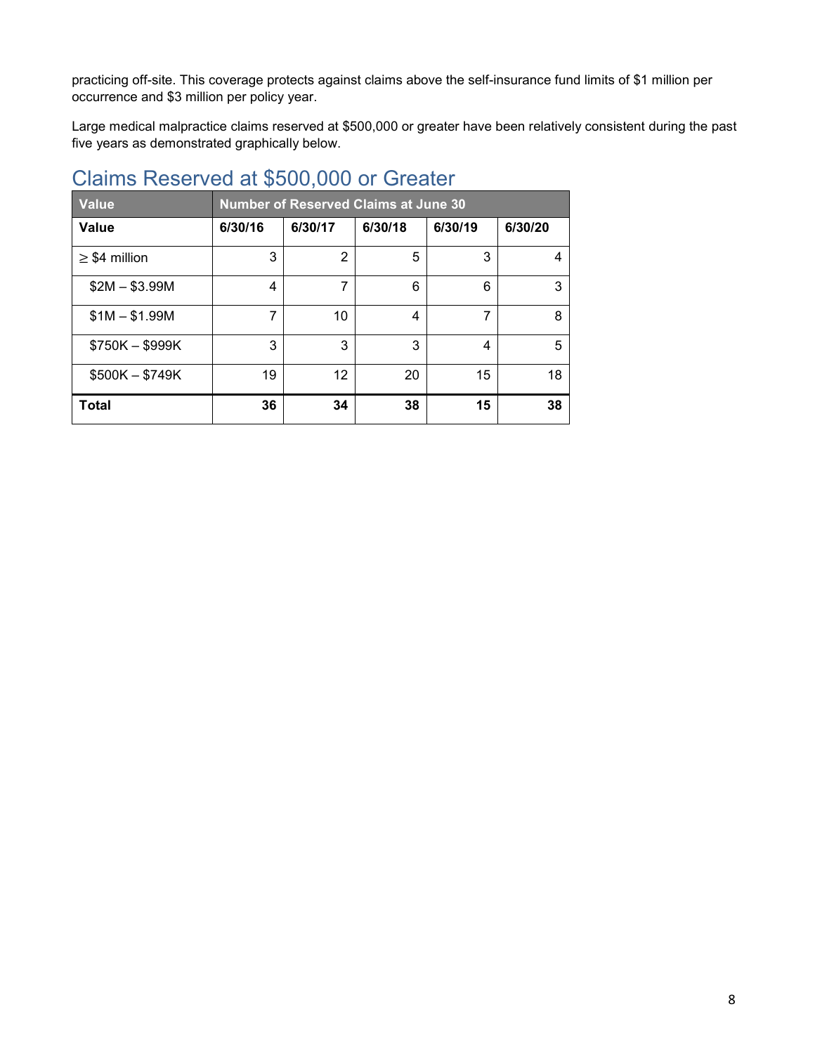practicing off-site. This coverage protects against claims above the self-insurance fund limits of $1 million per occurrence and $3 million per policy year.

Large medical malpractice claims reserved at $500,000 or greater have been relatively consistent during the past five years as demonstrated graphically below.

## Claims Reserved at $500,000 or Greater

| Value | Number of Reserved Claims at June 30 | | | | |
|---|---|---|---|---|---|
| **Value** | **6/30/16** | **6/30/17** | **6/30/18** | **6/30/19** | **6/30/20** |
| ≥ $4 million | 3 | 2 | 5 | 3 | 4 |
| $2M – $3.99M | 4 | 7 | 6 | 6 | 3 |
| $1M – $1.99M | 7 | 10 | 4 | 7 | 8 |
| $750K – $999K | 3 | 3 | 3 | 4 | 5 |
| $500K – $749K | 19 | 12 | 20 | 15 | 18 |
| **Total** | **36** | **34** | **38** | **15** | **38** |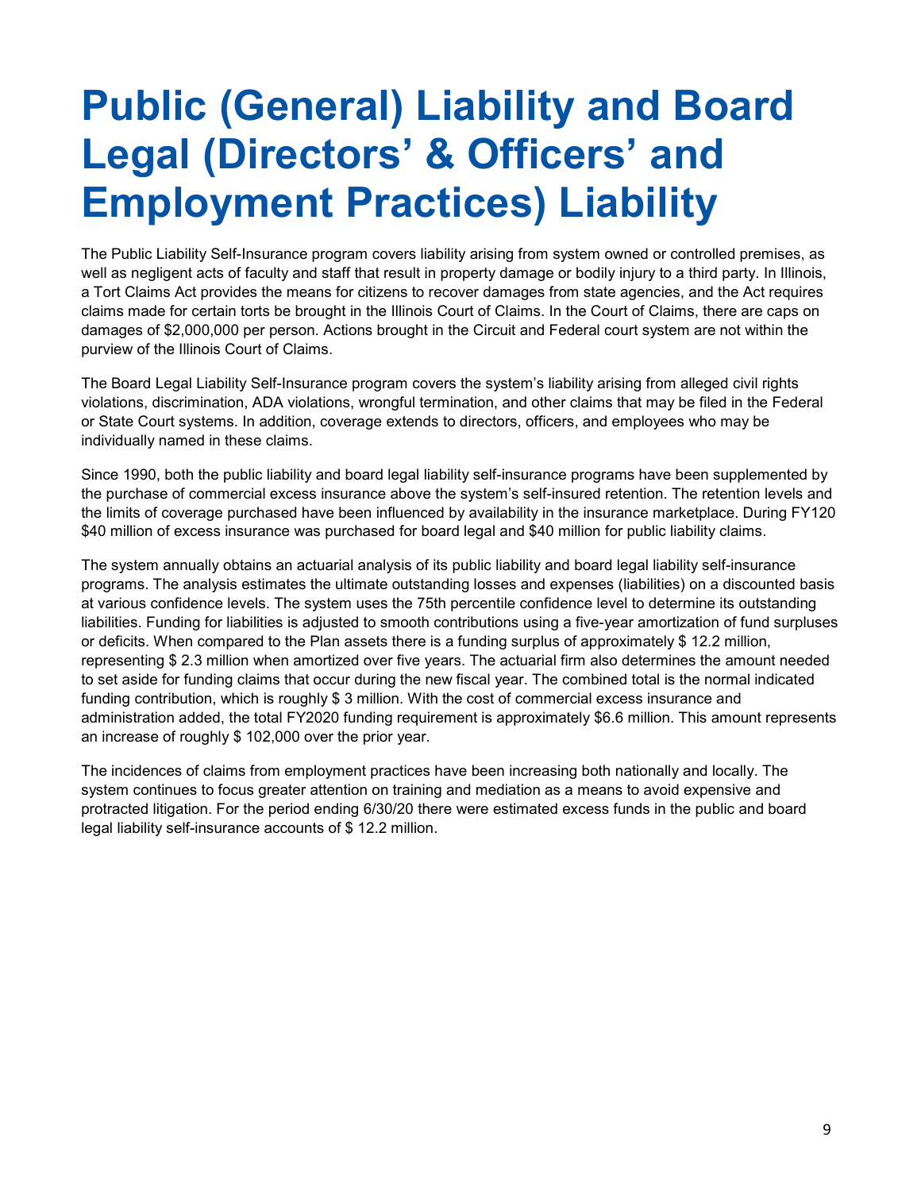# Public (General) Liability and Board Legal (Directors' & Officers' and Employment Practices) Liability

The Public Liability Self-Insurance program covers liability arising from system owned or controlled premises, as well as negligent acts of faculty and staff that result in property damage or bodily injury to a third party. In Illinois, a Tort Claims Act provides the means for citizens to recover damages from state agencies, and the Act requires claims made for certain torts be brought in the Illinois Court of Claims. In the Court of Claims, there are caps on damages of $2,000,000 per person. Actions brought in the Circuit and Federal court system are not within the purview of the Illinois Court of Claims.

The Board Legal Liability Self-Insurance program covers the system's liability arising from alleged civil rights violations, discrimination, ADA violations, wrongful termination, and other claims that may be filed in the Federal or State Court systems. In addition, coverage extends to directors, officers, and employees who may be individually named in these claims.

Since 1990, both the public liability and board legal liability self-insurance programs have been supplemented by the purchase of commercial excess insurance above the system's self-insured retention. The retention levels and the limits of coverage purchased have been influenced by availability in the insurance marketplace. During FY120 $40 million of excess insurance was purchased for board legal and $40 million for public liability claims.

The system annually obtains an actuarial analysis of its public liability and board legal liability self-insurance programs. The analysis estimates the ultimate outstanding losses and expenses (liabilities) on a discounted basis at various confidence levels. The system uses the 75th percentile confidence level to determine its outstanding liabilities. Funding for liabilities is adjusted to smooth contributions using a five-year amortization of fund surpluses or deficits. When compared to the Plan assets there is a funding surplus of approximately $ 12.2 million, representing $ 2.3 million when amortized over five years. The actuarial firm also determines the amount needed to set aside for funding claims that occur during the new fiscal year. The combined total is the normal indicated funding contribution, which is roughly $ 3 million. With the cost of commercial excess insurance and administration added, the total FY2020 funding requirement is approximately $6.6 million. This amount represents an increase of roughly $ 102,000 over the prior year.

The incidences of claims from employment practices have been increasing both nationally and locally. The system continues to focus greater attention on training and mediation as a means to avoid expensive and protracted litigation. For the period ending 6/30/20 there were estimated excess funds in the public and board legal liability self-insurance accounts of $ 12.2 million.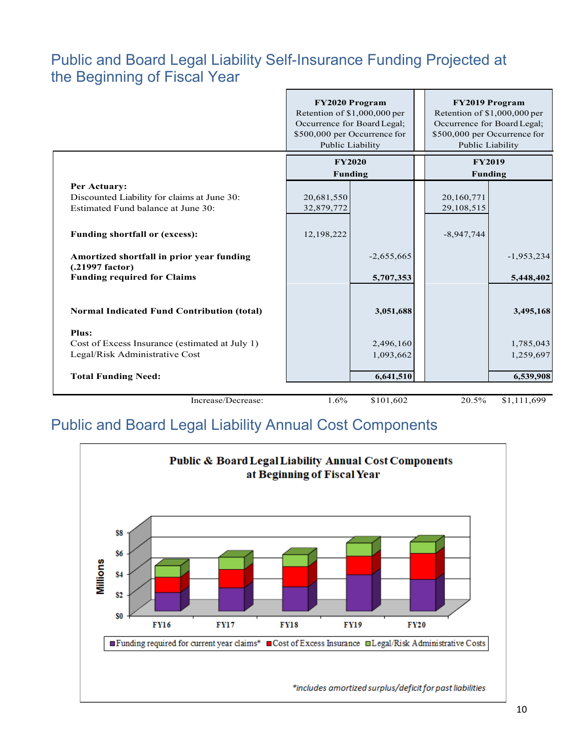## Public and Board Legal Liability Self-Insurance Funding Projected at the Beginning of Fiscal Year

| | FY2020 Program<br>Retention of $1,000,000 per Occurrence for Board Legal; $500,000 per Occurrence for Public Liability | | FY2019 Program<br>Retention of $1,000,000 per Occurrence for Board Legal; $500,000 per Occurrence for Public Liability | |
|---|---|---|---|---|
| | FY2020 Funding | | FY2019 Funding | |
| **Per Actuary:** | | | | |
| Discounted Liability for claims at June 30: | 20,681,550 | | 20,160,771 | |
| Estimated Fund balance at June 30: | 32,879,772 | | 29,108,515 | |
| **Funding shortfall or (excess):** | 12,198,222 | | -8,947,744 | |
| **Amortized shortfall in prior year funding (.21997 factor)** | | -2,655,665 | | -1,953,234 |
| **Funding required for Claims** | | **5,707,353** | | **5,448,402** |
| **Normal Indicated Fund Contribution (total)** | | **3,051,688** | | **3,495,168** |
| **Plus:** | | | | |
| Cost of Excess Insurance (estimated at July 1) | | 2,496,160 | | 1,785,043 |
| Legal/Risk Administrative Cost | | 1,093,662 | | 1,259,697 |
| **Total Funding Need:** | | **6,641,510** | | **6,539,908** |
| Increase/Decrease: | 1.6% | $101,602 | 20.5% | $1,111,699 |

## Public and Board Legal Liability Annual Cost Components

**Public & Board Legal Liability Annual Cost Components at Beginning of Fiscal Year**

*includes amortized surplus/deficit for past liabilities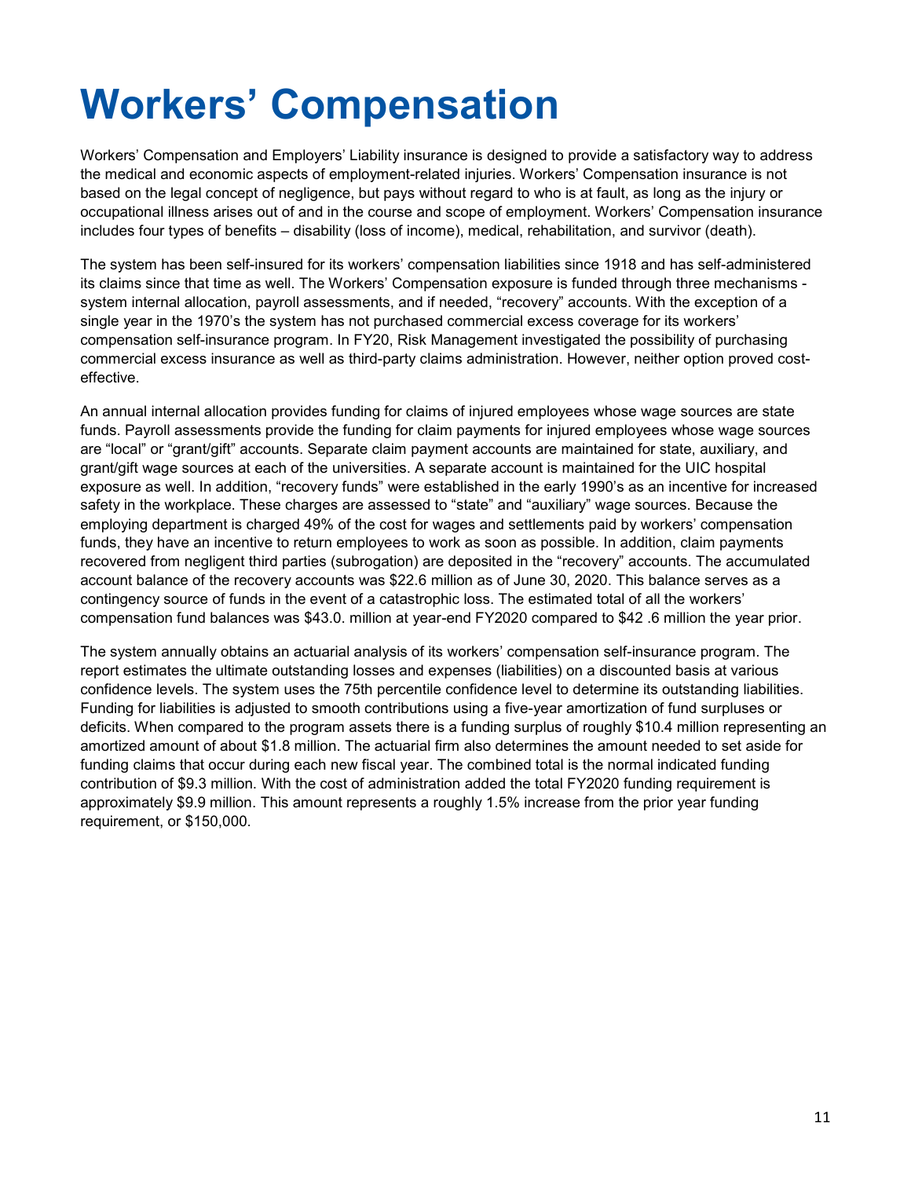# Workers' Compensation

Workers' Compensation and Employers' Liability insurance is designed to provide a satisfactory way to address the medical and economic aspects of employment-related injuries. Workers' Compensation insurance is not based on the legal concept of negligence, but pays without regard to who is at fault, as long as the injury or occupational illness arises out of and in the course and scope of employment. Workers' Compensation insurance includes four types of benefits – disability (loss of income), medical, rehabilitation, and survivor (death).

The system has been self-insured for its workers' compensation liabilities since 1918 and has self-administered its claims since that time as well. The Workers' Compensation exposure is funded through three mechanisms - system internal allocation, payroll assessments, and if needed, "recovery" accounts. With the exception of a single year in the 1970's the system has not purchased commercial excess coverage for its workers' compensation self-insurance program. In FY20, Risk Management investigated the possibility of purchasing commercial excess insurance as well as third-party claims administration. However, neither option proved cost-effective.

An annual internal allocation provides funding for claims of injured employees whose wage sources are state funds. Payroll assessments provide the funding for claim payments for injured employees whose wage sources are "local" or "grant/gift" accounts. Separate claim payment accounts are maintained for state, auxiliary, and grant/gift wage sources at each of the universities. A separate account is maintained for the UIC hospital exposure as well. In addition, "recovery funds" were established in the early 1990's as an incentive for increased safety in the workplace. These charges are assessed to "state" and "auxiliary" wage sources. Because the employing department is charged 49% of the cost for wages and settlements paid by workers' compensation funds, they have an incentive to return employees to work as soon as possible. In addition, claim payments recovered from negligent third parties (subrogation) are deposited in the "recovery" accounts. The accumulated account balance of the recovery accounts was $22.6 million as of June 30, 2020. This balance serves as a contingency source of funds in the event of a catastrophic loss. The estimated total of all the workers' compensation fund balances was $43.0. million at year-end FY2020 compared to $42 .6 million the year prior.

The system annually obtains an actuarial analysis of its workers' compensation self-insurance program. The report estimates the ultimate outstanding losses and expenses (liabilities) on a discounted basis at various confidence levels. The system uses the 75th percentile confidence level to determine its outstanding liabilities. Funding for liabilities is adjusted to smooth contributions using a five-year amortization of fund surpluses or deficits. When compared to the program assets there is a funding surplus of roughly $10.4 million representing an amortized amount of about $1.8 million. The actuarial firm also determines the amount needed to set aside for funding claims that occur during each new fiscal year. The combined total is the normal indicated funding contribution of $9.3 million. With the cost of administration added the total FY2020 funding requirement is approximately $9.9 million. This amount represents a roughly 1.5% increase from the prior year funding requirement, or $150,000.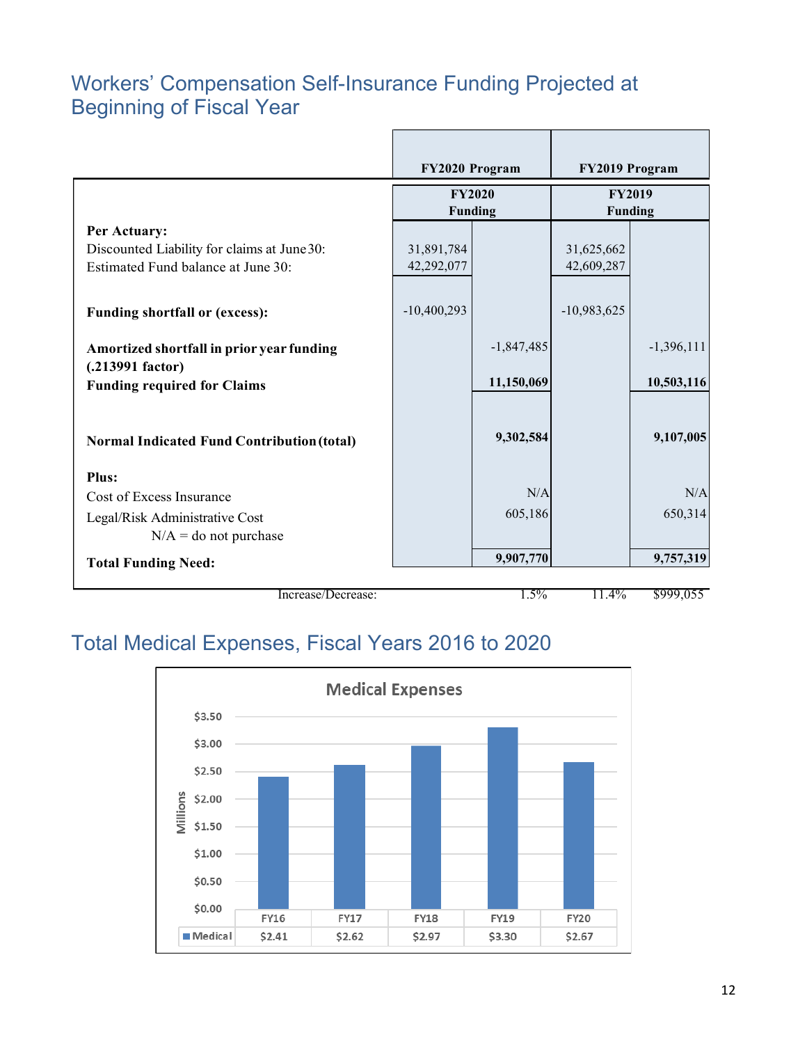## Workers' Compensation Self-Insurance Funding Projected at Beginning of Fiscal Year

| | FY2020 Program | | FY2019 Program | |
|---|---|---|---|---|
| | FY2020 Funding | | FY2019 Funding | |
| **Per Actuary:** | | | | |
| Discounted Liability for claims at June 30: | 31,891,784 | | 31,625,662 | |
| Estimated Fund balance at June 30: | 42,292,077 | | 42,609,287 | |
| **Funding shortfall or (excess):** | -10,400,293 | | -10,983,625 | |
| **Amortized shortfall in prior year funding (.213991 factor)** | | -1,847,485 | | -1,396,111 |
| **Funding required for Claims** | | **11,150,069** | | **10,503,116** |
| **Normal Indicated Fund Contribution (total)** | | **9,302,584** | | **9,107,005** |
| **Plus:** | | | | |
| Cost of Excess Insurance | | N/A | | N/A |
| Legal/Risk Administrative Cost | | 605,186 | | 650,314 |
| N/A = do not purchase | | | | |
| **Total Funding Need:** | | **9,907,770** | | **9,757,319** |
| Increase/Decrease: | | 1.5% | 11.4% | $999,055 |

## Total Medical Expenses, Fiscal Years 2016 to 2020

**Medical Expenses** (Millions)

| | FY16 | FY17 | FY18 | FY19 | FY20 |
|---|---|---|---|---|---|
| Medical | $2.41 | $2.62 | $2.97 | $3.30 | $2.67 |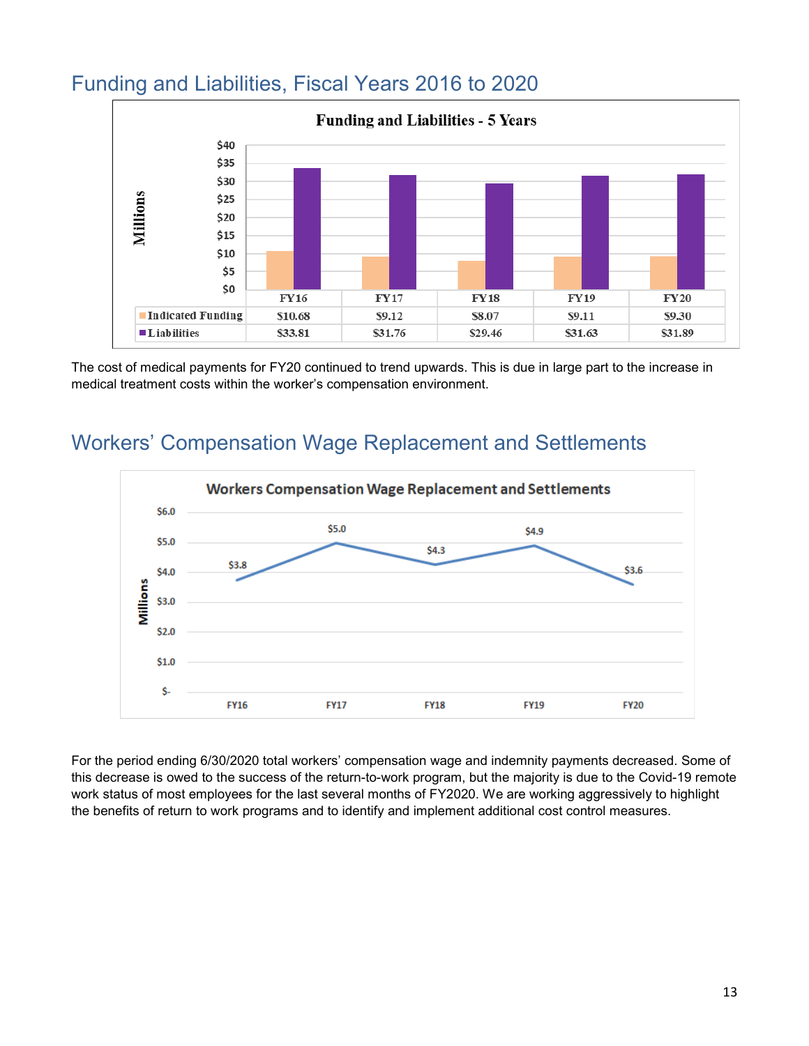## Funding and Liabilities, Fiscal Years 2016 to 2020

**Funding and Liabilities - 5 Years**

| | FY16 | FY17 | FY18 | FY19 | FY20 |
|---|---|---|---|---|---|
| Indicated Funding | $10.68 | $9.12 | $8.07 | $9.11 | $9.30 |
| Liabilities | $33.81 | $31.76 | $29.46 | $31.63 | $31.89 |

The cost of medical payments for FY20 continued to trend upwards. This is due in large part to the increase in medical treatment costs within the worker's compensation environment.

## Workers' Compensation Wage Replacement and Settlements

**Workers Compensation Wage Replacement and Settlements** (Millions)

| FY16 | FY17 | FY18 | FY19 | FY20 |
|---|---|---|---|---|
| $3.8 | $5.0 | $4.3 | $4.9 | $3.6 |

For the period ending 6/30/2020 total workers' compensation wage and indemnity payments decreased. Some of this decrease is owed to the success of the return-to-work program, but the majority is due to the Covid-19 remote work status of most employees for the last several months of FY2020. We are working aggressively to highlight the benefits of return to work programs and to identify and implement additional cost control measures.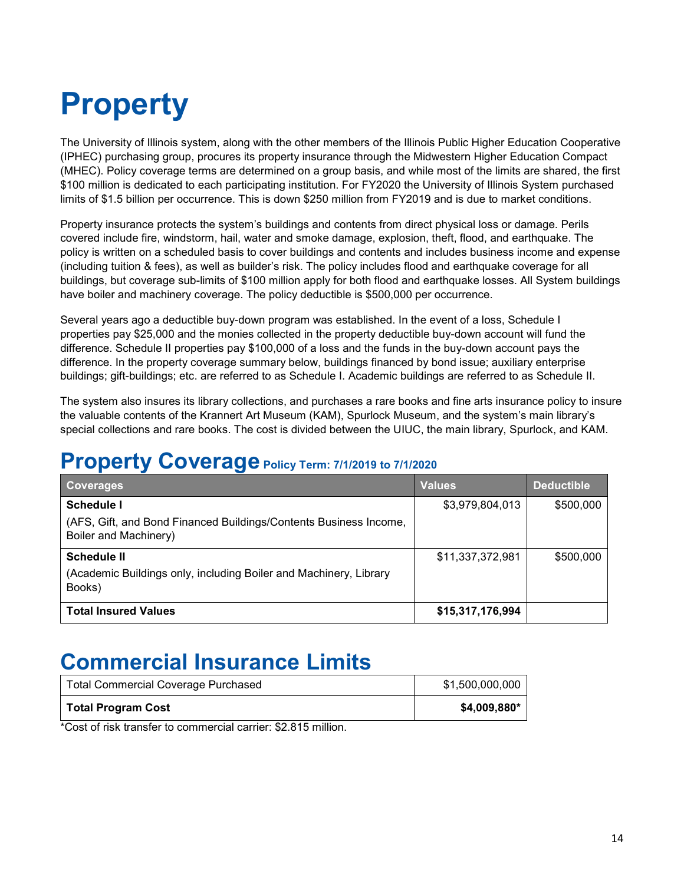# Property

The University of Illinois system, along with the other members of the Illinois Public Higher Education Cooperative (IPHEC) purchasing group, procures its property insurance through the Midwestern Higher Education Compact (MHEC). Policy coverage terms are determined on a group basis, and while most of the limits are shared, the first $100 million is dedicated to each participating institution. For FY2020 the University of Illinois System purchased limits of $1.5 billion per occurrence. This is down $250 million from FY2019 and is due to market conditions.

Property insurance protects the system's buildings and contents from direct physical loss or damage. Perils covered include fire, windstorm, hail, water and smoke damage, explosion, theft, flood, and earthquake. The policy is written on a scheduled basis to cover buildings and contents and includes business income and expense (including tuition & fees), as well as builder's risk. The policy includes flood and earthquake coverage for all buildings, but coverage sub-limits of $100 million apply for both flood and earthquake losses. All System buildings have boiler and machinery coverage. The policy deductible is $500,000 per occurrence.

Several years ago a deductible buy-down program was established. In the event of a loss, Schedule I properties pay $25,000 and the monies collected in the property deductible buy-down account will fund the difference. Schedule II properties pay $100,000 of a loss and the funds in the buy-down account pays the difference. In the property coverage summary below, buildings financed by bond issue; auxiliary enterprise buildings; gift-buildings; etc. are referred to as Schedule I. Academic buildings are referred to as Schedule II.

The system also insures its library collections, and purchases a rare books and fine arts insurance policy to insure the valuable contents of the Krannert Art Museum (KAM), Spurlock Museum, and the system's main library's special collections and rare books. The cost is divided between the UIUC, the main library, Spurlock, and KAM.

## Property Coverage Policy Term: 7/1/2019 to 7/1/2020

| Coverages | Values | Deductible |
|---|---|---|
| **Schedule I**<br>(AFS, Gift, and Bond Financed Buildings/Contents Business Income, Boiler and Machinery) | $3,979,804,013 | $500,000 |
| **Schedule II**<br>(Academic Buildings only, including Boiler and Machinery, Library Books) | $11,337,372,981 | $500,000 |
| **Total Insured Values** | **$15,317,176,994** | |

## Commercial Insurance Limits

| | |
|---|---|
| Total Commercial Coverage Purchased | $1,500,000,000 |
| **Total Program Cost** | **$4,009,880*** |

*Cost of risk transfer to commercial carrier: $2.815 million.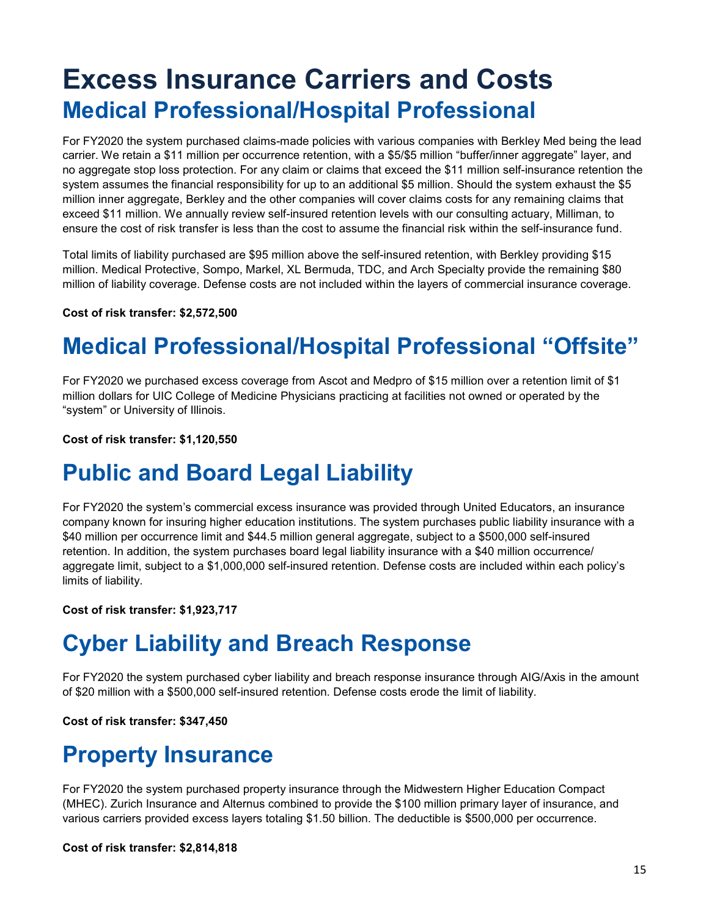# Excess Insurance Carriers and Costs

## Medical Professional/Hospital Professional

For FY2020 the system purchased claims-made policies with various companies with Berkley Med being the lead carrier. We retain a $11 million per occurrence retention, with a $5/$5 million “buffer/inner aggregate” layer, and no aggregate stop loss protection. For any claim or claims that exceed the $11 million self-insurance retention the system assumes the financial responsibility for up to an additional $5 million. Should the system exhaust the $5 million inner aggregate, Berkley and the other companies will cover claims costs for any remaining claims that exceed $11 million. We annually review self-insured retention levels with our consulting actuary, Milliman, to ensure the cost of risk transfer is less than the cost to assume the financial risk within the self-insurance fund.

Total limits of liability purchased are $95 million above the self-insured retention, with Berkley providing $15 million. Medical Protective, Sompo, Markel, XL Bermuda, TDC, and Arch Specialty provide the remaining $80 million of liability coverage. Defense costs are not included within the layers of commercial insurance coverage.

**Cost of risk transfer: $2,572,500**

## Medical Professional/Hospital Professional “Offsite”

For FY2020 we purchased excess coverage from Ascot and Medpro of $15 million over a retention limit of $1 million dollars for UIC College of Medicine Physicians practicing at facilities not owned or operated by the “system” or University of Illinois.

**Cost of risk transfer: $1,120,550**

## Public and Board Legal Liability

For FY2020 the system’s commercial excess insurance was provided through United Educators, an insurance company known for insuring higher education institutions. The system purchases public liability insurance with a $40 million per occurrence limit and $44.5 million general aggregate, subject to a $500,000 self-insured retention. In addition, the system purchases board legal liability insurance with a $40 million occurrence/ aggregate limit, subject to a $1,000,000 self-insured retention. Defense costs are included within each policy’s limits of liability.

**Cost of risk transfer: $1,923,717**

## Cyber Liability and Breach Response

For FY2020 the system purchased cyber liability and breach response insurance through AIG/Axis in the amount of $20 million with a $500,000 self-insured retention. Defense costs erode the limit of liability.

**Cost of risk transfer: $347,450**

## Property Insurance

For FY2020 the system purchased property insurance through the Midwestern Higher Education Compact (MHEC). Zurich Insurance and Alternus combined to provide the $100 million primary layer of insurance, and various carriers provided excess layers totaling $1.50 billion. The deductible is $500,000 per occurrence.

**Cost of risk transfer: $2,814,818**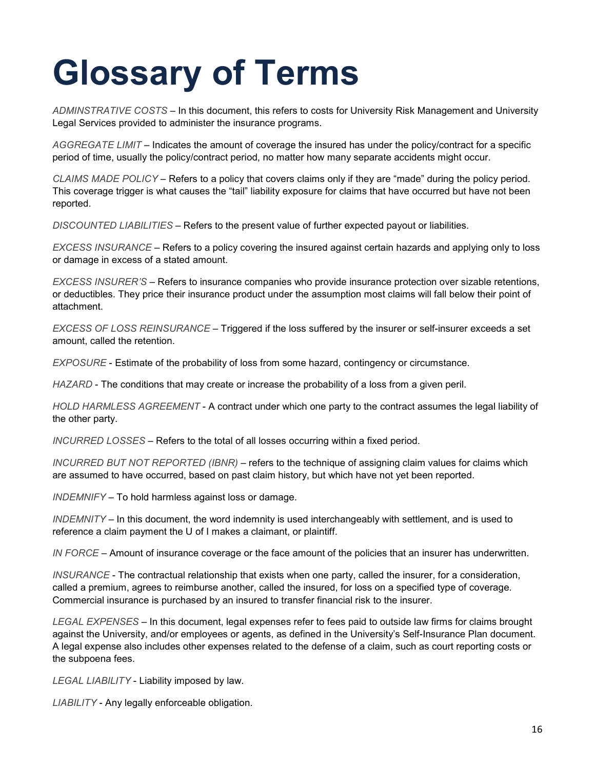# Glossary of Terms

*ADMINSTRATIVE COSTS* – In this document, this refers to costs for University Risk Management and University Legal Services provided to administer the insurance programs.

*AGGREGATE LIMIT* – Indicates the amount of coverage the insured has under the policy/contract for a specific period of time, usually the policy/contract period, no matter how many separate accidents might occur.

*CLAIMS MADE POLICY* – Refers to a policy that covers claims only if they are "made" during the policy period. This coverage trigger is what causes the "tail" liability exposure for claims that have occurred but have not been reported.

*DISCOUNTED LIABILITIES* – Refers to the present value of further expected payout or liabilities.

*EXCESS INSURANCE* – Refers to a policy covering the insured against certain hazards and applying only to loss or damage in excess of a stated amount.

*EXCESS INSURER'S* – Refers to insurance companies who provide insurance protection over sizable retentions, or deductibles. They price their insurance product under the assumption most claims will fall below their point of attachment.

*EXCESS OF LOSS REINSURANCE* – Triggered if the loss suffered by the insurer or self-insurer exceeds a set amount, called the retention.

*EXPOSURE* - Estimate of the probability of loss from some hazard, contingency or circumstance.

*HAZARD* - The conditions that may create or increase the probability of a loss from a given peril.

*HOLD HARMLESS AGREEMENT* - A contract under which one party to the contract assumes the legal liability of the other party.

*INCURRED LOSSES* – Refers to the total of all losses occurring within a fixed period.

*INCURRED BUT NOT REPORTED (IBNR)* – refers to the technique of assigning claim values for claims which are assumed to have occurred, based on past claim history, but which have not yet been reported.

*INDEMNIFY* – To hold harmless against loss or damage.

*INDEMNITY* – In this document, the word indemnity is used interchangeably with settlement, and is used to reference a claim payment the U of I makes a claimant, or plaintiff.

*IN FORCE* – Amount of insurance coverage or the face amount of the policies that an insurer has underwritten.

*INSURANCE* - The contractual relationship that exists when one party, called the insurer, for a consideration, called a premium, agrees to reimburse another, called the insured, for loss on a specified type of coverage. Commercial insurance is purchased by an insured to transfer financial risk to the insurer.

*LEGAL EXPENSES* – In this document, legal expenses refer to fees paid to outside law firms for claims brought against the University, and/or employees or agents, as defined in the University's Self-Insurance Plan document. A legal expense also includes other expenses related to the defense of a claim, such as court reporting costs or the subpoena fees.

*LEGAL LIABILITY* - Liability imposed by law.

*LIABILITY* - Any legally enforceable obligation.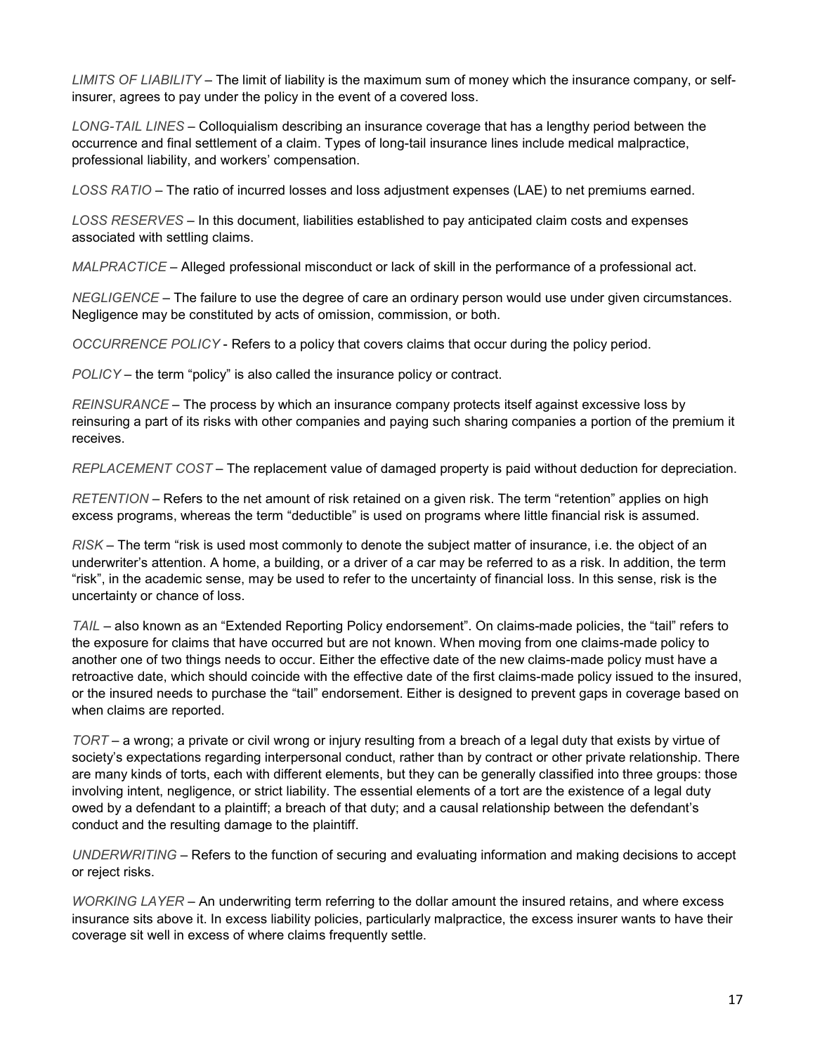*LIMITS OF LIABILITY* – The limit of liability is the maximum sum of money which the insurance company, or self-insurer, agrees to pay under the policy in the event of a covered loss.

*LONG-TAIL LINES* – Colloquialism describing an insurance coverage that has a lengthy period between the occurrence and final settlement of a claim. Types of long-tail insurance lines include medical malpractice, professional liability, and workers' compensation.

*LOSS RATIO* – The ratio of incurred losses and loss adjustment expenses (LAE) to net premiums earned.

*LOSS RESERVES* – In this document, liabilities established to pay anticipated claim costs and expenses associated with settling claims.

*MALPRACTICE* – Alleged professional misconduct or lack of skill in the performance of a professional act.

*NEGLIGENCE* – The failure to use the degree of care an ordinary person would use under given circumstances. Negligence may be constituted by acts of omission, commission, or both.

*OCCURRENCE POLICY* - Refers to a policy that covers claims that occur during the policy period.

*POLICY* – the term "policy" is also called the insurance policy or contract.

*REINSURANCE* – The process by which an insurance company protects itself against excessive loss by reinsuring a part of its risks with other companies and paying such sharing companies a portion of the premium it receives.

*REPLACEMENT COST* – The replacement value of damaged property is paid without deduction for depreciation.

*RETENTION* – Refers to the net amount of risk retained on a given risk. The term "retention" applies on high excess programs, whereas the term "deductible" is used on programs where little financial risk is assumed.

*RISK* – The term "risk is used most commonly to denote the subject matter of insurance, i.e. the object of an underwriter's attention. A home, a building, or a driver of a car may be referred to as a risk. In addition, the term "risk", in the academic sense, may be used to refer to the uncertainty of financial loss. In this sense, risk is the uncertainty or chance of loss.

*TAIL* – also known as an "Extended Reporting Policy endorsement". On claims-made policies, the "tail" refers to the exposure for claims that have occurred but are not known. When moving from one claims-made policy to another one of two things needs to occur. Either the effective date of the new claims-made policy must have a retroactive date, which should coincide with the effective date of the first claims-made policy issued to the insured, or the insured needs to purchase the "tail" endorsement. Either is designed to prevent gaps in coverage based on when claims are reported.

*TORT* – a wrong; a private or civil wrong or injury resulting from a breach of a legal duty that exists by virtue of society's expectations regarding interpersonal conduct, rather than by contract or other private relationship. There are many kinds of torts, each with different elements, but they can be generally classified into three groups: those involving intent, negligence, or strict liability. The essential elements of a tort are the existence of a legal duty owed by a defendant to a plaintiff; a breach of that duty; and a causal relationship between the defendant's conduct and the resulting damage to the plaintiff.

*UNDERWRITING* – Refers to the function of securing and evaluating information and making decisions to accept or reject risks.

*WORKING LAYER* – An underwriting term referring to the dollar amount the insured retains, and where excess insurance sits above it. In excess liability policies, particularly malpractice, the excess insurer wants to have their coverage sit well in excess of where claims frequently settle.